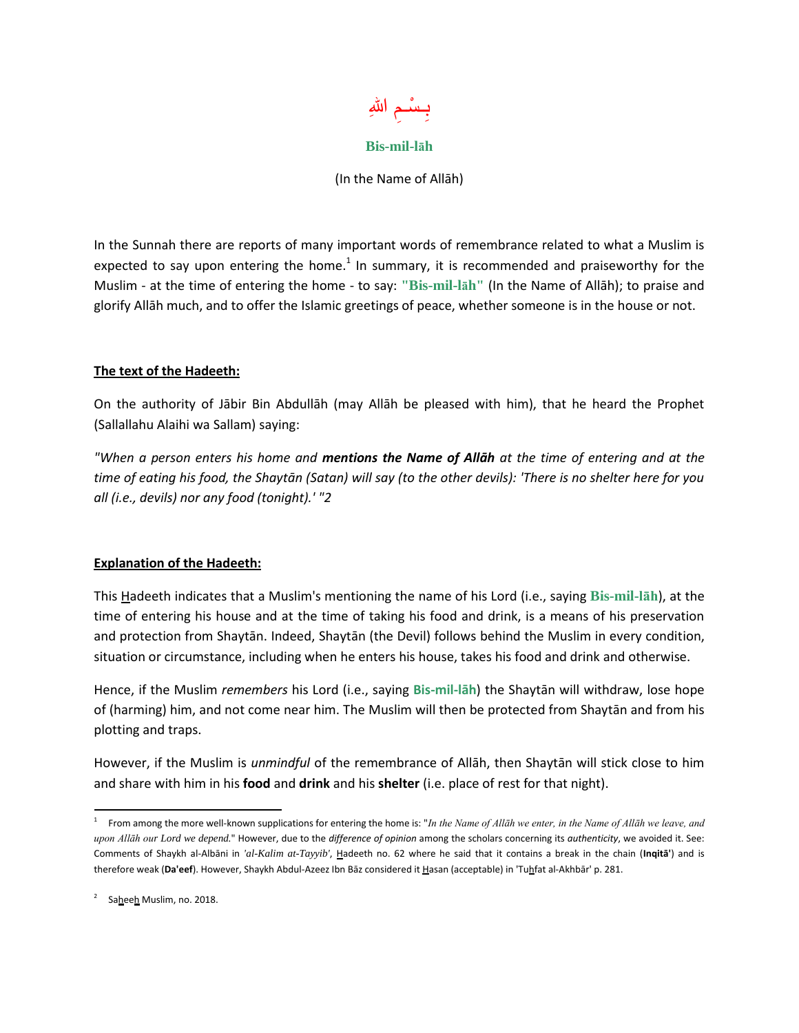بِسْمِ اللهِ

**Bis-mil-lāh**

(In the Name of Allāh)

In the Sunnah there are reports of many important words of remembrance related to what a Muslim is expected to say upon entering the home.[1] In summary, it is recommended and praiseworthy for the Muslim - at the time of entering the home - to say: **"Bis-mil-lāh"** (In the Name of Allāh); to praise and glorify Allāh much, and to offer the Islamic greetings of peace, whether someone is in the house or not.

## The text of the Hadeeth:

On the authority of Jābir Bin Abdullāh (may Allāh be pleased with him), that he heard the Prophet (Sallallahu Alaihi wa Sallam) saying:

*"When a person enters his home and **mentions the Name of Allāh** at the time of entering and at the time of eating his food, the Shaytān (Satan) will say (to the other devils): 'There is no shelter here for you all (i.e., devils) nor any food (tonight).' "2*

## Explanation of the Hadeeth:

This Hadeeth indicates that a Muslim's mentioning the name of his Lord (i.e., saying **Bis-mil-lāh**), at the time of entering his house and at the time of taking his food and drink, is a means of his preservation and protection from Shaytān. Indeed, Shaytān (the Devil) follows behind the Muslim in every condition, situation or circumstance, including when he enters his house, takes his food and drink and otherwise.

Hence, if the Muslim *remembers* his Lord (i.e., saying **Bis-mil-lāh**) the Shaytān will withdraw, lose hope of (harming) him, and not come near him. The Muslim will then be protected from Shaytān and from his plotting and traps.

However, if the Muslim is *unmindful* of the remembrance of Allāh, then Shaytān will stick close to him and share with him in his **food** and **drink** and his **shelter** (i.e. place of rest for that night).

---

[1] From among the more well-known supplications for entering the home is: "*In the Name of Allāh we enter, in the Name of Allāh we leave, and upon Allāh our Lord we depend.*" However, due to the *difference of opinion* among the scholars concerning its *authenticity*, we avoided it. See: Comments of Shaykh al-Albāni in *'al-Kalim at-Tayyib'*, Hadeeth no. 62 where he said that it contains a break in the chain (**Inqitā'**) and is therefore weak (**Da'eef**). However, Shaykh Abdul-Azeez Ibn Bāz considered it Hasan (acceptable) in 'Tuhfat al-Akhbār' p. 281.

[2] Saheeh Muslim, no. 2018.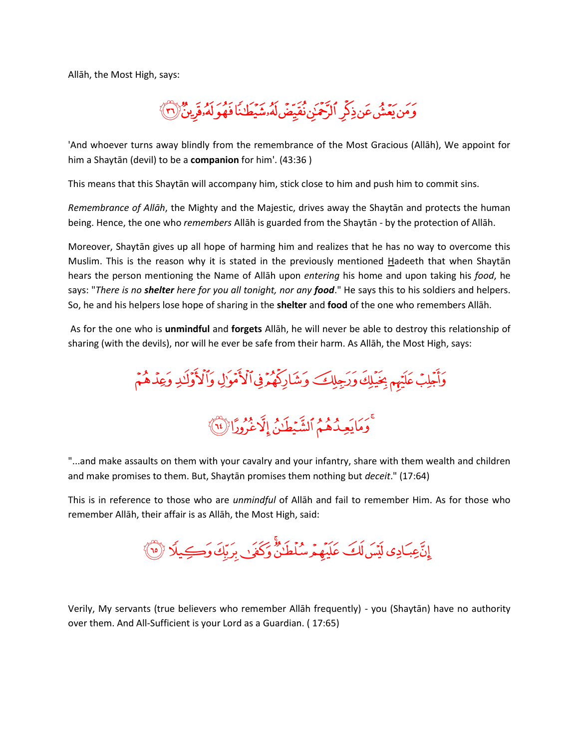Allāh, the Most High, says:

وَمَن يَعْشُ عَن ذِكْرِ ٱلرَّحْمَٰنِ نُقَيِّضْ لَهُۥ شَيْطَٰنًا فَهُوَ لَهُۥ قَرِينٌ ﴿٣٦﴾

'And whoever turns away blindly from the remembrance of the Most Gracious (Allāh), We appoint for him a Shaytān (devil) to be a **companion** for him'. (43:36 )

This means that this Shaytān will accompany him, stick close to him and push him to commit sins.

*Remembrance of Allāh*, the Mighty and the Majestic, drives away the Shaytān and protects the human being. Hence, the one who *remembers* Allāh is guarded from the Shaytān - by the protection of Allāh.

Moreover, Shaytān gives up all hope of harming him and realizes that he has no way to overcome this Muslim. This is the reason why it is stated in the previously mentioned Hadeeth that when Shaytān hears the person mentioning the Name of Allāh upon *entering* his home and upon taking his *food*, he says: "*There is no **shelter** here for you all tonight, nor any **food**.*" He says this to his soldiers and helpers. So, he and his helpers lose hope of sharing in the **shelter** and **food** of the one who remembers Allāh.

As for the one who is **unmindful** and **forgets** Allāh, he will never be able to destroy this relationship of sharing (with the devils), nor will he ever be safe from their harm. As Allāh, the Most High, says:

وَأَجْلِبْ عَلَيْهِم بِخَيْلِكَ وَرَجِلِكَ وَشَارِكْهُمْ فِى ٱلْأَمْوَٰلِ وَٱلْأَوْلَٰدِ وَعِدْهُمْ ۚ وَمَا يَعِدُهُمُ ٱلشَّيْطَٰنُ إِلَّا غُرُورًا ﴿٦٤﴾

"...and make assaults on them with your cavalry and your infantry, share with them wealth and children and make promises to them. But, Shaytān promises them nothing but *deceit*." (17:64)

This is in reference to those who are *unmindful* of Allāh and fail to remember Him. As for those who remember Allāh, their affair is as Allāh, the Most High, said:

إِنَّ عِبَادِى لَيْسَ لَكَ عَلَيْهِمْ سُلْطَٰنٌ ۚ وَكَفَىٰ بِرَبِّكَ وَكِيلًا ﴿٦٥﴾

Verily, My servants (true believers who remember Allāh frequently) - you (Shaytān) have no authority over them. And All-Sufficient is your Lord as a Guardian. ( 17:65)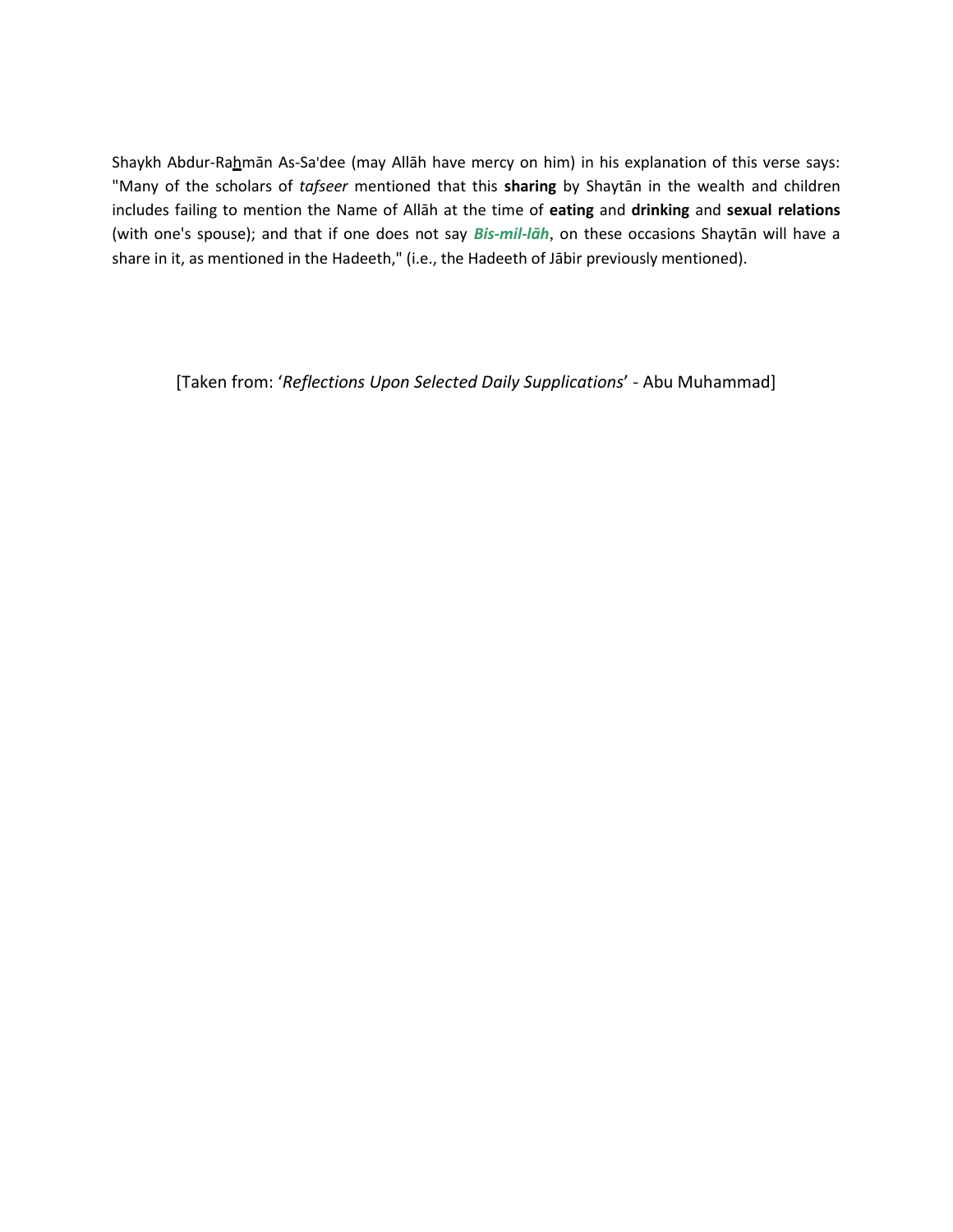Shaykh Abdur-Rahmān As-Sa'dee (may Allāh have mercy on him) in his explanation of this verse says: "Many of the scholars of *tafseer* mentioned that this **sharing** by Shaytān in the wealth and children includes failing to mention the Name of Allāh at the time of **eating** and **drinking** and **sexual relations** (with one's spouse); and that if one does not say ***Bis-mil-lāh***, on these occasions Shaytān will have a share in it, as mentioned in the Hadeeth," (i.e., the Hadeeth of Jābir previously mentioned).

[Taken from: '*Reflections Upon Selected Daily Supplications*' - Abu Muhammad]